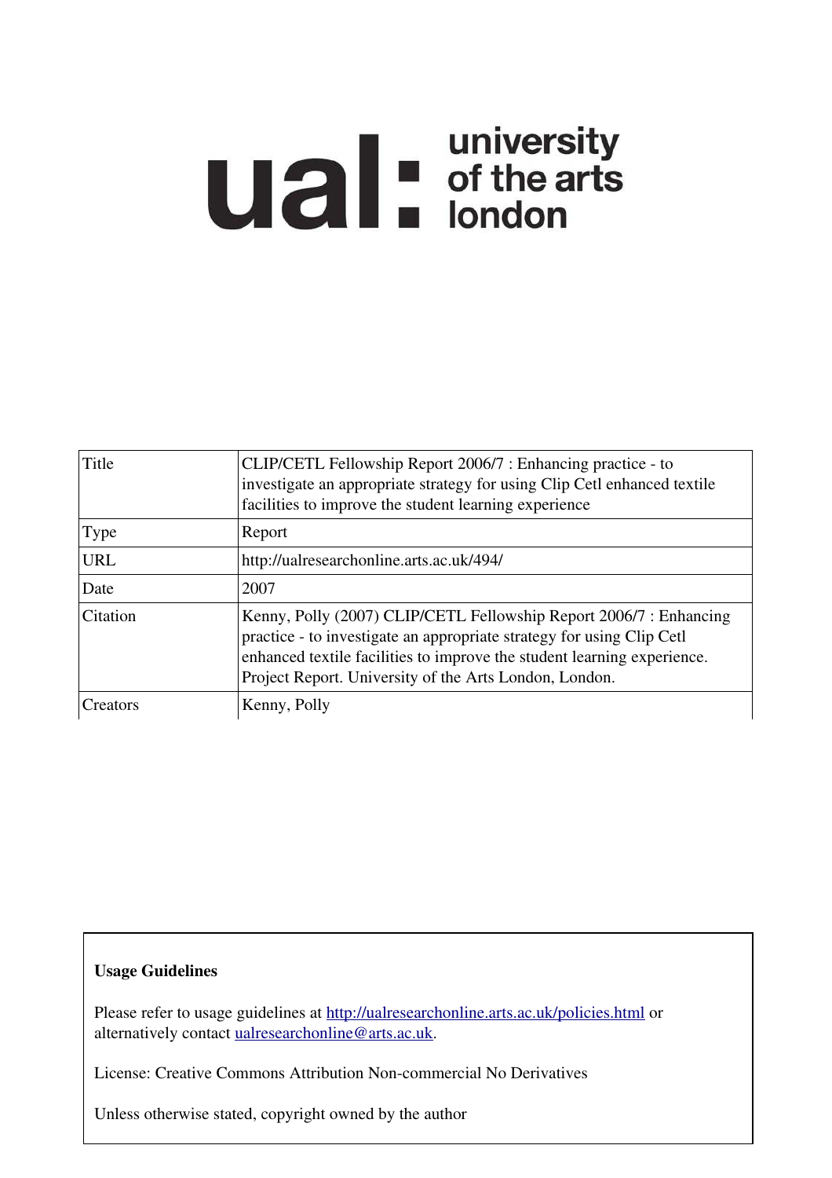ual: university of the arts london

| | |
|---|---|
| Title | CLIP/CETL Fellowship Report 2006/7 : Enhancing practice - to investigate an appropriate strategy for using Clip Cetl enhanced textile facilities to improve the student learning experience |
| Type | Report |
| URL | http://ualresearchonline.arts.ac.uk/494/ |
| Date | 2007 |
| Citation | Kenny, Polly (2007) CLIP/CETL Fellowship Report 2006/7 : Enhancing practice - to investigate an appropriate strategy for using Clip Cetl enhanced textile facilities to improve the student learning experience. Project Report. University of the Arts London, London. |
| Creators | Kenny, Polly |

**Usage Guidelines**

Please refer to usage guidelines at http://ualresearchonline.arts.ac.uk/policies.html or alternatively contact ualresearchonline@arts.ac.uk.

License: Creative Commons Attribution Non-commercial No Derivatives

Unless otherwise stated, copyright owned by the author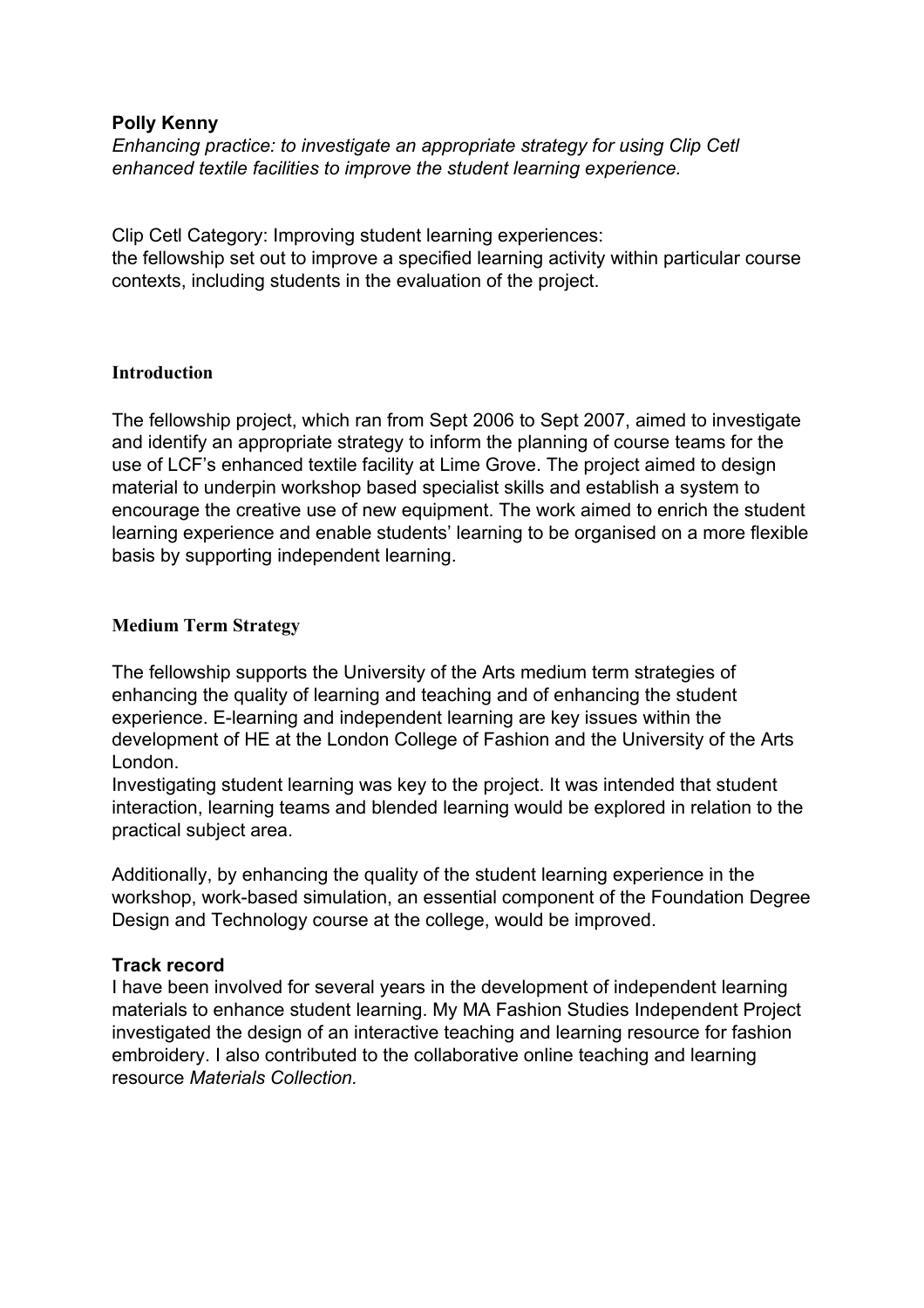**Polly Kenny**

*Enhancing practice: to investigate an appropriate strategy for using Clip Cetl enhanced textile facilities to improve the student learning experience.*

Clip Cetl Category: Improving student learning experiences:
the fellowship set out to improve a specified learning activity within particular course contexts, including students in the evaluation of the project.

## Introduction

The fellowship project, which ran from Sept 2006 to Sept 2007, aimed to investigate and identify an appropriate strategy to inform the planning of course teams for the use of LCF's enhanced textile facility at Lime Grove. The project aimed to design material to underpin workshop based specialist skills and establish a system to encourage the creative use of new equipment. The work aimed to enrich the student learning experience and enable students' learning to be organised on a more flexible basis by supporting independent learning.

## Medium Term Strategy

The fellowship supports the University of the Arts medium term strategies of enhancing the quality of learning and teaching and of enhancing the student experience. E-learning and independent learning are key issues within the development of HE at the London College of Fashion and the University of the Arts London.
Investigating student learning was key to the project. It was intended that student interaction, learning teams and blended learning would be explored in relation to the practical subject area.

Additionally, by enhancing the quality of the student learning experience in the workshop, work-based simulation, an essential component of the Foundation Degree Design and Technology course at the college, would be improved.

## Track record

I have been involved for several years in the development of independent learning materials to enhance student learning. My MA Fashion Studies Independent Project investigated the design of an interactive teaching and learning resource for fashion embroidery. I also contributed to the collaborative online teaching and learning resource *Materials Collection.*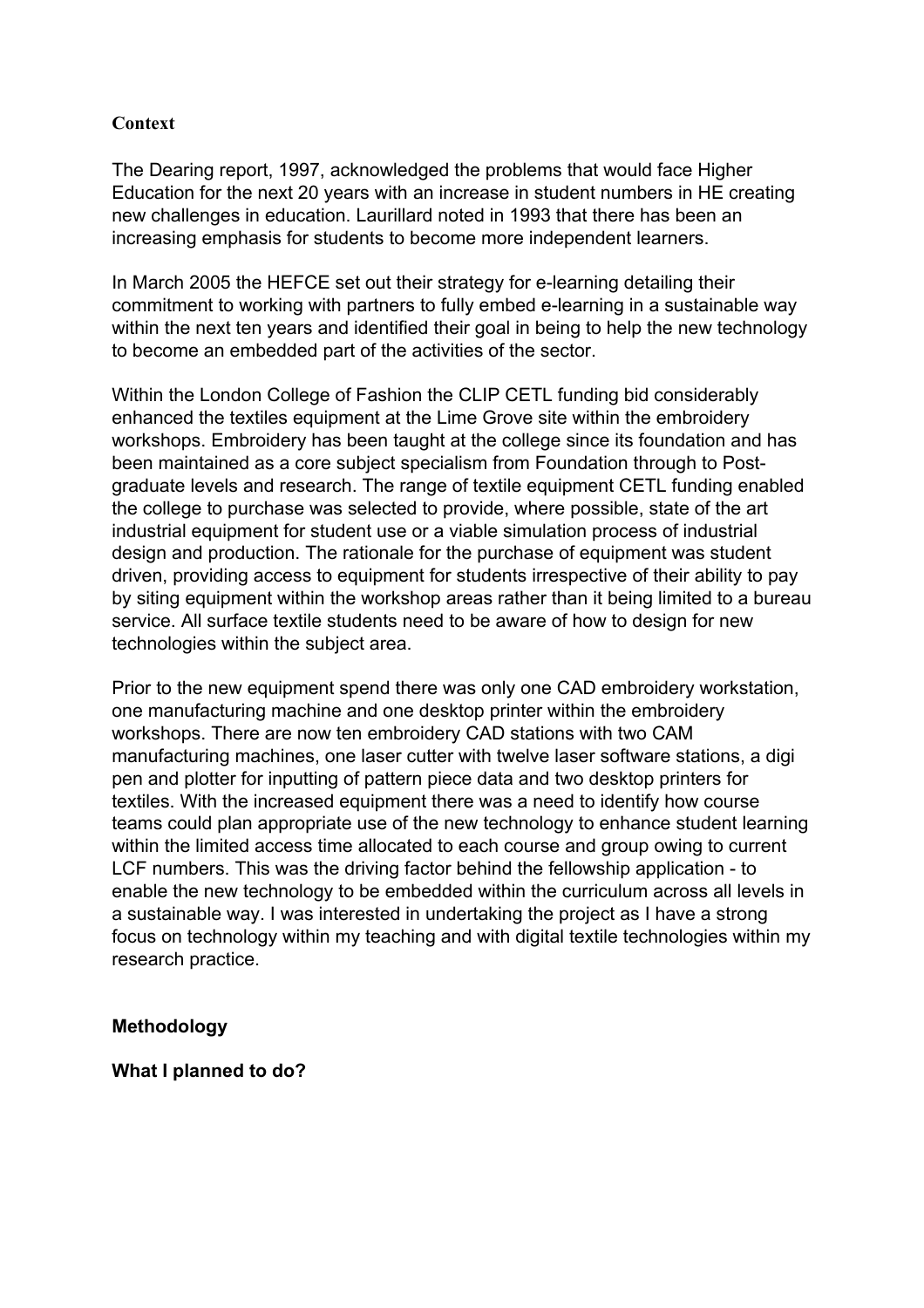## Context

The Dearing report, 1997, acknowledged the problems that would face Higher Education for the next 20 years with an increase in student numbers in HE creating new challenges in education. Laurillard noted in 1993 that there has been an increasing emphasis for students to become more independent learners.

In March 2005 the HEFCE set out their strategy for e-learning detailing their commitment to working with partners to fully embed e-learning in a sustainable way within the next ten years and identified their goal in being to help the new technology to become an embedded part of the activities of the sector.

Within the London College of Fashion the CLIP CETL funding bid considerably enhanced the textiles equipment at the Lime Grove site within the embroidery workshops. Embroidery has been taught at the college since its foundation and has been maintained as a core subject specialism from Foundation through to Post-graduate levels and research. The range of textile equipment CETL funding enabled the college to purchase was selected to provide, where possible, state of the art industrial equipment for student use or a viable simulation process of industrial design and production. The rationale for the purchase of equipment was student driven, providing access to equipment for students irrespective of their ability to pay by siting equipment within the workshop areas rather than it being limited to a bureau service. All surface textile students need to be aware of how to design for new technologies within the subject area.

Prior to the new equipment spend there was only one CAD embroidery workstation, one manufacturing machine and one desktop printer within the embroidery workshops. There are now ten embroidery CAD stations with two CAM manufacturing machines, one laser cutter with twelve laser software stations, a digi pen and plotter for inputting of pattern piece data and two desktop printers for textiles. With the increased equipment there was a need to identify how course teams could plan appropriate use of the new technology to enhance student learning within the limited access time allocated to each course and group owing to current LCF numbers. This was the driving factor behind the fellowship application - to enable the new technology to be embedded within the curriculum across all levels in a sustainable way. I was interested in undertaking the project as I have a strong focus on technology within my teaching and with digital textile technologies within my research practice.

## Methodology

### What I planned to do?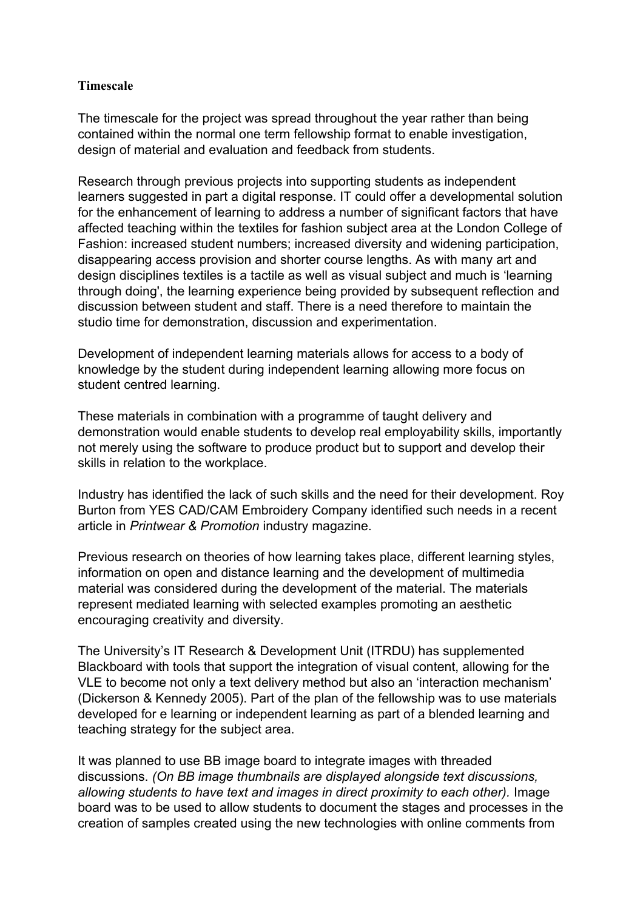**Timescale**

The timescale for the project was spread throughout the year rather than being contained within the normal one term fellowship format to enable investigation, design of material and evaluation and feedback from students.

Research through previous projects into supporting students as independent learners suggested in part a digital response. IT could offer a developmental solution for the enhancement of learning to address a number of significant factors that have affected teaching within the textiles for fashion subject area at the London College of Fashion: increased student numbers; increased diversity and widening participation, disappearing access provision and shorter course lengths. As with many art and design disciplines textiles is a tactile as well as visual subject and much is 'learning through doing', the learning experience being provided by subsequent reflection and discussion between student and staff. There is a need therefore to maintain the studio time for demonstration, discussion and experimentation.

Development of independent learning materials allows for access to a body of knowledge by the student during independent learning allowing more focus on student centred learning.

These materials in combination with a programme of taught delivery and demonstration would enable students to develop real employability skills, importantly not merely using the software to produce product but to support and develop their skills in relation to the workplace.

Industry has identified the lack of such skills and the need for their development. Roy Burton from YES CAD/CAM Embroidery Company identified such needs in a recent article in *Printwear & Promotion* industry magazine.

Previous research on theories of how learning takes place, different learning styles, information on open and distance learning and the development of multimedia material was considered during the development of the material. The materials represent mediated learning with selected examples promoting an aesthetic encouraging creativity and diversity.

The University's IT Research & Development Unit (ITRDU) has supplemented Blackboard with tools that support the integration of visual content, allowing for the VLE to become not only a text delivery method but also an 'interaction mechanism' (Dickerson & Kennedy 2005). Part of the plan of the fellowship was to use materials developed for e learning or independent learning as part of a blended learning and teaching strategy for the subject area.

It was planned to use BB image board to integrate images with threaded discussions. *(On BB image thumbnails are displayed alongside text discussions, allowing students to have text and images in direct proximity to each other).* Image board was to be used to allow students to document the stages and processes in the creation of samples created using the new technologies with online comments from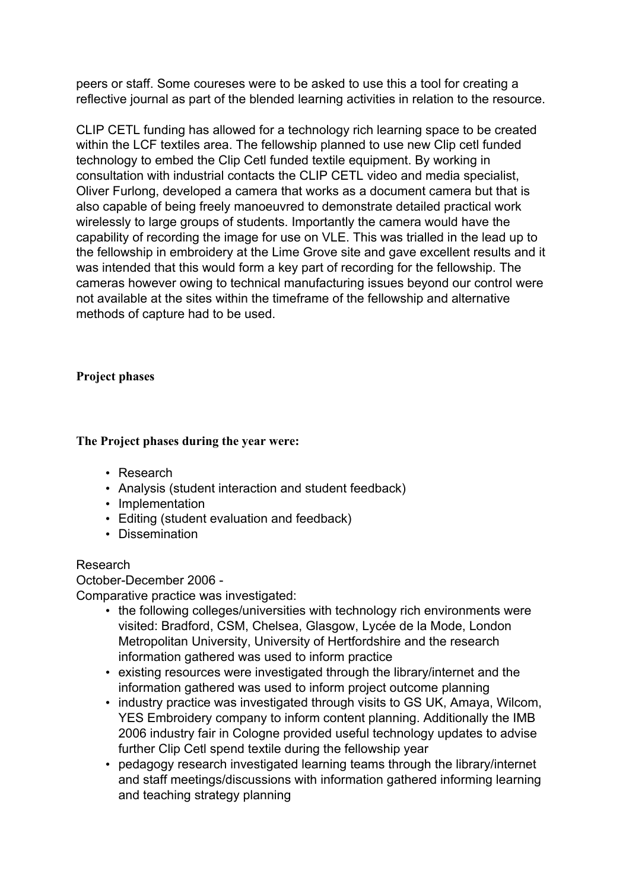peers or staff. Some coureses were to be asked to use this a tool for creating a reflective journal as part of the blended learning activities in relation to the resource.

CLIP CETL funding has allowed for a technology rich learning space to be created within the LCF textiles area. The fellowship planned to use new Clip cetl funded technology to embed the Clip Cetl funded textile equipment. By working in consultation with industrial contacts the CLIP CETL video and media specialist, Oliver Furlong, developed a camera that works as a document camera but that is also capable of being freely manoeuvred to demonstrate detailed practical work wirelessly to large groups of students. Importantly the camera would have the capability of recording the image for use on VLE. This was trialled in the lead up to the fellowship in embroidery at the Lime Grove site and gave excellent results and it was intended that this would form a key part of recording for the fellowship. The cameras however owing to technical manufacturing issues beyond our control were not available at the sites within the timeframe of the fellowship and alternative methods of capture had to be used.

**Project phases**

**The Project phases during the year were:**

- Research
- Analysis (student interaction and student feedback)
- Implementation
- Editing (student evaluation and feedback)
- Dissemination

Research
October-December 2006 -
Comparative practice was investigated:

- the following colleges/universities with technology rich environments were visited: Bradford, CSM, Chelsea, Glasgow, Lycée de la Mode, London Metropolitan University, University of Hertfordshire and the research information gathered was used to inform practice
- existing resources were investigated through the library/internet and the information gathered was used to inform project outcome planning
- industry practice was investigated through visits to GS UK, Amaya, Wilcom, YES Embroidery company to inform content planning. Additionally the IMB 2006 industry fair in Cologne provided useful technology updates to advise further Clip Cetl spend textile during the fellowship year
- pedagogy research investigated learning teams through the library/internet and staff meetings/discussions with information gathered informing learning and teaching strategy planning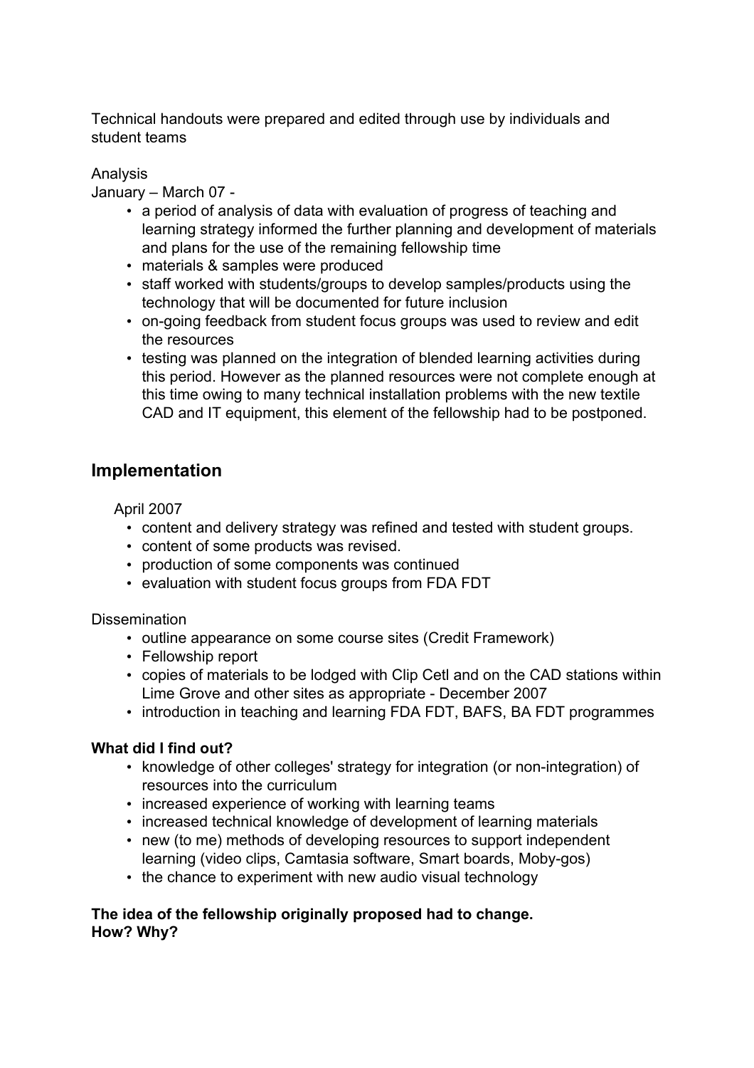Technical handouts were prepared and edited through use by individuals and student teams

Analysis

January – March 07 -

- a period of analysis of data with evaluation of progress of teaching and learning strategy informed the further planning and development of materials and plans for the use of the remaining fellowship time
- materials & samples were produced
- staff worked with students/groups to develop samples/products using the technology that will be documented for future inclusion
- on-going feedback from student focus groups was used to review and edit the resources
- testing was planned on the integration of blended learning activities during this period. However as the planned resources were not complete enough at this time owing to many technical installation problems with the new textile CAD and IT equipment, this element of the fellowship had to be postponed.

## Implementation

April 2007

- content and delivery strategy was refined and tested with student groups.
- content of some products was revised.
- production of some components was continued
- evaluation with student focus groups from FDA FDT

Dissemination

- outline appearance on some course sites (Credit Framework)
- Fellowship report
- copies of materials to be lodged with Clip Cetl and on the CAD stations within Lime Grove and other sites as appropriate - December 2007
- introduction in teaching and learning FDA FDT, BAFS, BA FDT programmes

**What did I find out?**

- knowledge of other colleges' strategy for integration (or non-integration) of resources into the curriculum
- increased experience of working with learning teams
- increased technical knowledge of development of learning materials
- new (to me) methods of developing resources to support independent learning (video clips, Camtasia software, Smart boards, Moby-gos)
- the chance to experiment with new audio visual technology

**The idea of the fellowship originally proposed had to change.**
**How? Why?**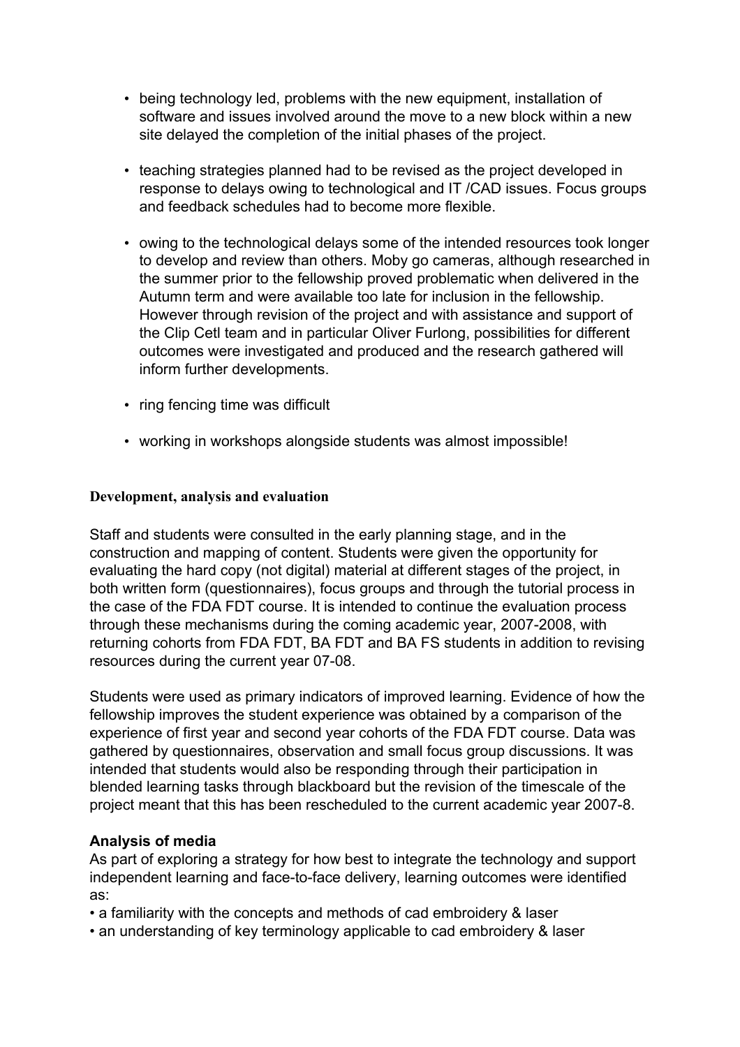- being technology led, problems with the new equipment, installation of software and issues involved around the move to a new block within a new site delayed the completion of the initial phases of the project.

- teaching strategies planned had to be revised as the project developed in response to delays owing to technological and IT /CAD issues. Focus groups and feedback schedules had to become more flexible.

- owing to the technological delays some of the intended resources took longer to develop and review than others. Moby go cameras, although researched in the summer prior to the fellowship proved problematic when delivered in the Autumn term and were available too late for inclusion in the fellowship. However through revision of the project and with assistance and support of the Clip Cetl team and in particular Oliver Furlong, possibilities for different outcomes were investigated and produced and the research gathered will inform further developments.

- ring fencing time was difficult

- working in workshops alongside students was almost impossible!

**Development, analysis and evaluation**

Staff and students were consulted in the early planning stage, and in the construction and mapping of content. Students were given the opportunity for evaluating the hard copy (not digital) material at different stages of the project, in both written form (questionnaires), focus groups and through the tutorial process in the case of the FDA FDT course. It is intended to continue the evaluation process through these mechanisms during the coming academic year, 2007-2008, with returning cohorts from FDA FDT, BA FDT and BA FS students in addition to revising resources during the current year 07-08.

Students were used as primary indicators of improved learning. Evidence of how the fellowship improves the student experience was obtained by a comparison of the experience of first year and second year cohorts of the FDA FDT course. Data was gathered by questionnaires, observation and small focus group discussions. It was intended that students would also be responding through their participation in blended learning tasks through blackboard but the revision of the timescale of the project meant that this has been rescheduled to the current academic year 2007-8.

**Analysis of media**

As part of exploring a strategy for how best to integrate the technology and support independent learning and face-to-face delivery, learning outcomes were identified as:

- a familiarity with the concepts and methods of cad embroidery & laser
- an understanding of key terminology applicable to cad embroidery & laser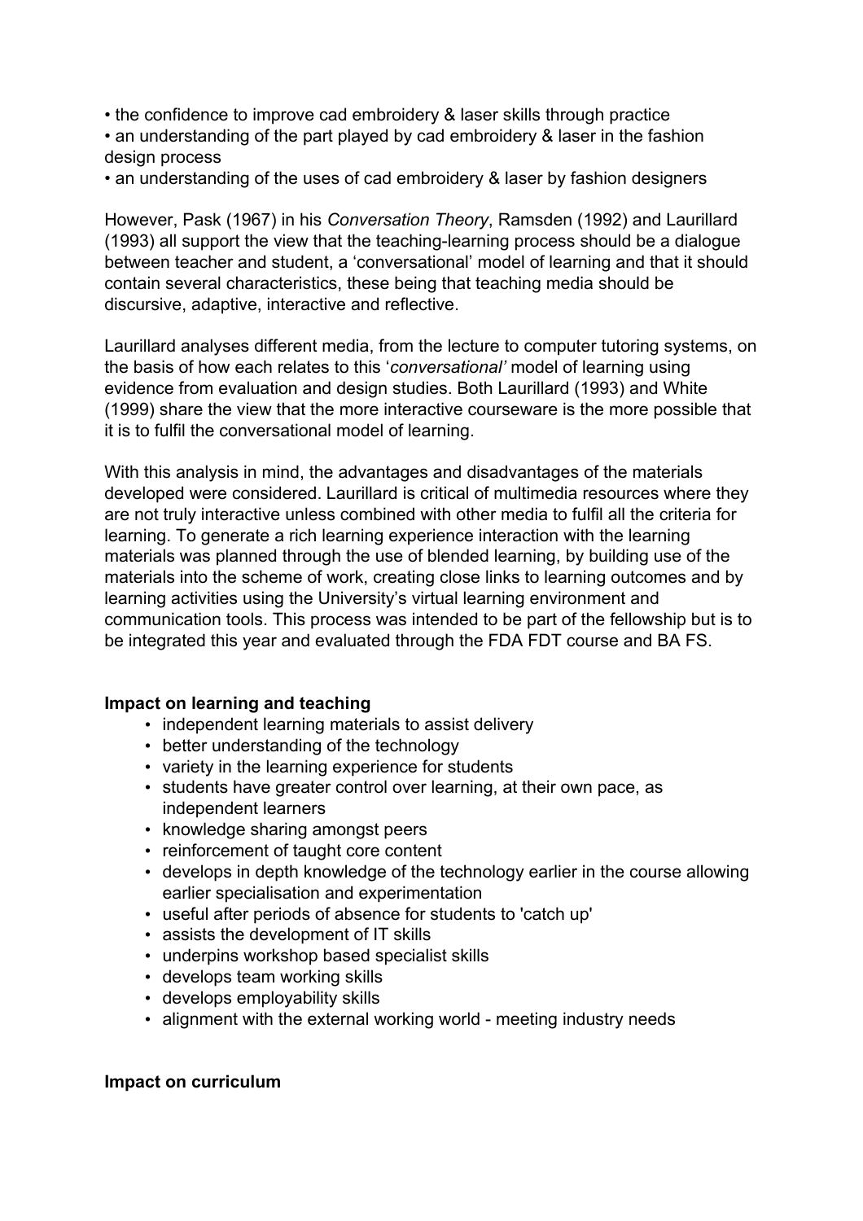- the confidence to improve cad embroidery & laser skills through practice
- an understanding of the part played by cad embroidery & laser in the fashion design process
- an understanding of the uses of cad embroidery & laser by fashion designers

However, Pask (1967) in his *Conversation Theory*, Ramsden (1992) and Laurillard (1993) all support the view that the teaching-learning process should be a dialogue between teacher and student, a 'conversational' model of learning and that it should contain several characteristics, these being that teaching media should be discursive, adaptive, interactive and reflective.

Laurillard analyses different media, from the lecture to computer tutoring systems, on the basis of how each relates to this '*conversational'* model of learning using evidence from evaluation and design studies. Both Laurillard (1993) and White (1999) share the view that the more interactive courseware is the more possible that it is to fulfil the conversational model of learning.

With this analysis in mind, the advantages and disadvantages of the materials developed were considered. Laurillard is critical of multimedia resources where they are not truly interactive unless combined with other media to fulfil all the criteria for learning. To generate a rich learning experience interaction with the learning materials was planned through the use of blended learning, by building use of the materials into the scheme of work, creating close links to learning outcomes and by learning activities using the University's virtual learning environment and communication tools. This process was intended to be part of the fellowship but is to be integrated this year and evaluated through the FDA FDT course and BA FS.

**Impact on learning and teaching**

- independent learning materials to assist delivery
- better understanding of the technology
- variety in the learning experience for students
- students have greater control over learning, at their own pace, as independent learners
- knowledge sharing amongst peers
- reinforcement of taught core content
- develops in depth knowledge of the technology earlier in the course allowing earlier specialisation and experimentation
- useful after periods of absence for students to 'catch up'
- assists the development of IT skills
- underpins workshop based specialist skills
- develops team working skills
- develops employability skills
- alignment with the external working world - meeting industry needs

**Impact on curriculum**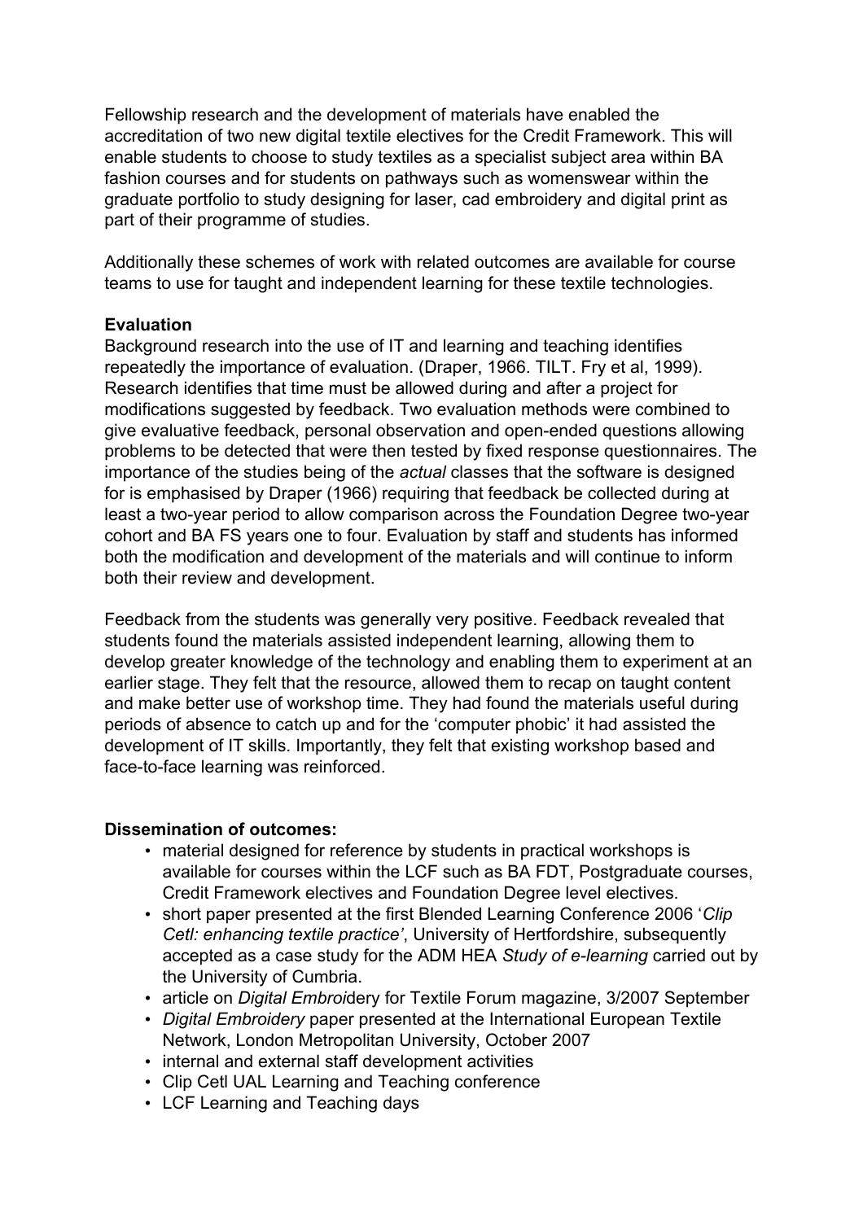Fellowship research and the development of materials have enabled the accreditation of two new digital textile electives for the Credit Framework. This will enable students to choose to study textiles as a specialist subject area within BA fashion courses and for students on pathways such as womenswear within the graduate portfolio to study designing for laser, cad embroidery and digital print as part of their programme of studies.

Additionally these schemes of work with related outcomes are available for course teams to use for taught and independent learning for these textile technologies.

**Evaluation**

Background research into the use of IT and learning and teaching identifies repeatedly the importance of evaluation. (Draper, 1966. TILT. Fry et al, 1999). Research identifies that time must be allowed during and after a project for modifications suggested by feedback. Two evaluation methods were combined to give evaluative feedback, personal observation and open-ended questions allowing problems to be detected that were then tested by fixed response questionnaires. The importance of the studies being of the *actual* classes that the software is designed for is emphasised by Draper (1966) requiring that feedback be collected during at least a two-year period to allow comparison across the Foundation Degree two-year cohort and BA FS years one to four. Evaluation by staff and students has informed both the modification and development of the materials and will continue to inform both their review and development.

Feedback from the students was generally very positive. Feedback revealed that students found the materials assisted independent learning, allowing them to develop greater knowledge of the technology and enabling them to experiment at an earlier stage. They felt that the resource, allowed them to recap on taught content and make better use of workshop time. They had found the materials useful during periods of absence to catch up and for the 'computer phobic' it had assisted the development of IT skills. Importantly, they felt that existing workshop based and face-to-face learning was reinforced.

**Dissemination of outcomes:**

- material designed for reference by students in practical workshops is available for courses within the LCF such as BA FDT, Postgraduate courses, Credit Framework electives and Foundation Degree level electives.
- short paper presented at the first Blended Learning Conference 2006 '*Clip Cetl: enhancing textile practice'*, University of Hertfordshire, subsequently accepted as a case study for the ADM HEA *Study of e-learning* carried out by the University of Cumbria.
- article on *Digital Embroi*dery for Textile Forum magazine, 3/2007 September
- *Digital Embroidery* paper presented at the International European Textile Network, London Metropolitan University, October 2007
- internal and external staff development activities
- Clip Cetl UAL Learning and Teaching conference
- LCF Learning and Teaching days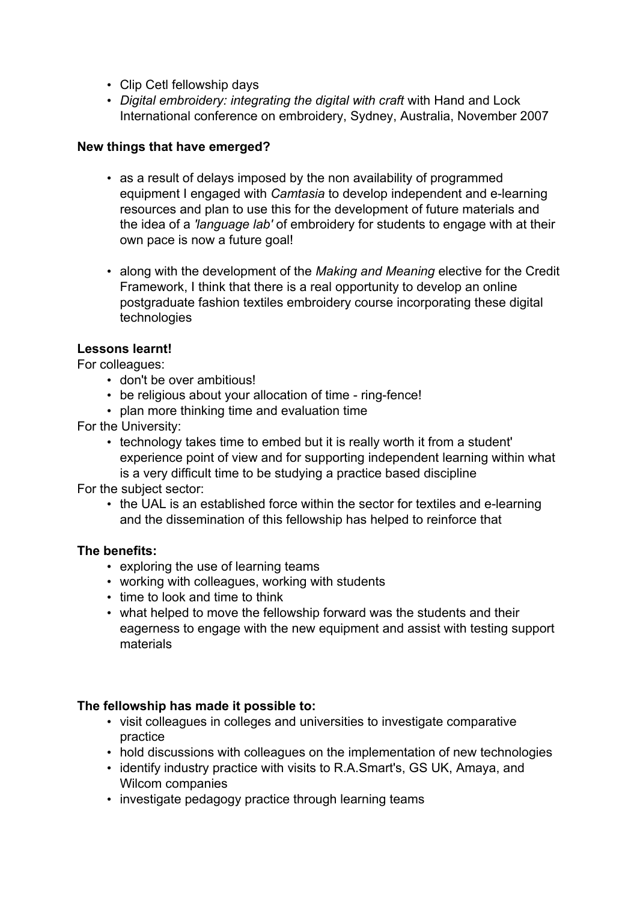- Clip Cetl fellowship days
- *Digital embroidery: integrating the digital with craft* with Hand and Lock International conference on embroidery, Sydney, Australia, November 2007

**New things that have emerged?**

- as a result of delays imposed by the non availability of programmed equipment I engaged with *Camtasia* to develop independent and e-learning resources and plan to use this for the development of future materials and the idea of a *'language lab'* of embroidery for students to engage with at their own pace is now a future goal!

- along with the development of the *Making and Meaning* elective for the Credit Framework, I think that there is a real opportunity to develop an online postgraduate fashion textiles embroidery course incorporating these digital technologies

**Lessons learnt!**

For colleagues:

- don't be over ambitious!
- be religious about your allocation of time - ring-fence!
- plan more thinking time and evaluation time

For the University:

- technology takes time to embed but it is really worth it from a student' experience point of view and for supporting independent learning within what is a very difficult time to be studying a practice based discipline

For the subject sector:

- the UAL is an established force within the sector for textiles and e-learning and the dissemination of this fellowship has helped to reinforce that

**The benefits:**

- exploring the use of learning teams
- working with colleagues, working with students
- time to look and time to think
- what helped to move the fellowship forward was the students and their eagerness to engage with the new equipment and assist with testing support materials

**The fellowship has made it possible to:**

- visit colleagues in colleges and universities to investigate comparative practice
- hold discussions with colleagues on the implementation of new technologies
- identify industry practice with visits to R.A.Smart's, GS UK, Amaya, and Wilcom companies
- investigate pedagogy practice through learning teams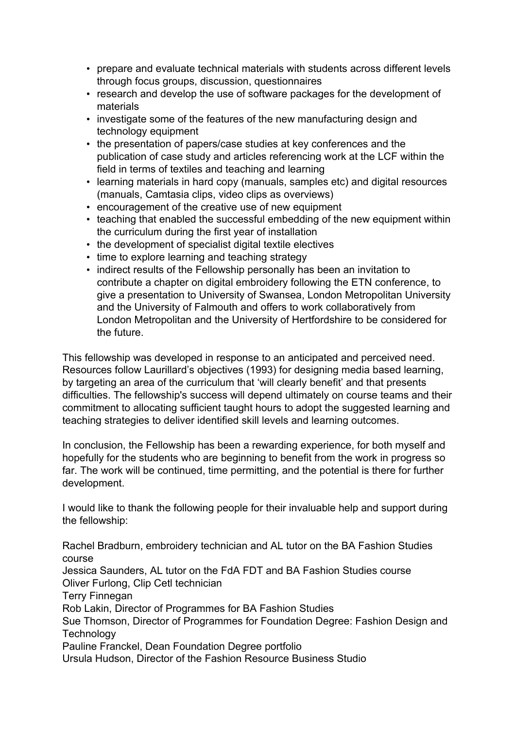- prepare and evaluate technical materials with students across different levels through focus groups, discussion, questionnaires
- research and develop the use of software packages for the development of materials
- investigate some of the features of the new manufacturing design and technology equipment
- the presentation of papers/case studies at key conferences and the publication of case study and articles referencing work at the LCF within the field in terms of textiles and teaching and learning
- learning materials in hard copy (manuals, samples etc) and digital resources (manuals, Camtasia clips, video clips as overviews)
- encouragement of the creative use of new equipment
- teaching that enabled the successful embedding of the new equipment within the curriculum during the first year of installation
- the development of specialist digital textile electives
- time to explore learning and teaching strategy
- indirect results of the Fellowship personally has been an invitation to contribute a chapter on digital embroidery following the ETN conference, to give a presentation to University of Swansea, London Metropolitan University and the University of Falmouth and offers to work collaboratively from London Metropolitan and the University of Hertfordshire to be considered for the future.

This fellowship was developed in response to an anticipated and perceived need. Resources follow Laurillard's objectives (1993) for designing media based learning, by targeting an area of the curriculum that 'will clearly benefit' and that presents difficulties. The fellowship's success will depend ultimately on course teams and their commitment to allocating sufficient taught hours to adopt the suggested learning and teaching strategies to deliver identified skill levels and learning outcomes.

In conclusion, the Fellowship has been a rewarding experience, for both myself and hopefully for the students who are beginning to benefit from the work in progress so far. The work will be continued, time permitting, and the potential is there for further development.

I would like to thank the following people for their invaluable help and support during the fellowship:

Rachel Bradburn, embroidery technician and AL tutor on the BA Fashion Studies course  
Jessica Saunders, AL tutor on the FdA FDT and BA Fashion Studies course  
Oliver Furlong, Clip Cetl technician  
Terry Finnegan  
Rob Lakin, Director of Programmes for BA Fashion Studies  
Sue Thomson, Director of Programmes for Foundation Degree: Fashion Design and Technology  
Pauline Franckel, Dean Foundation Degree portfolio  
Ursula Hudson, Director of the Fashion Resource Business Studio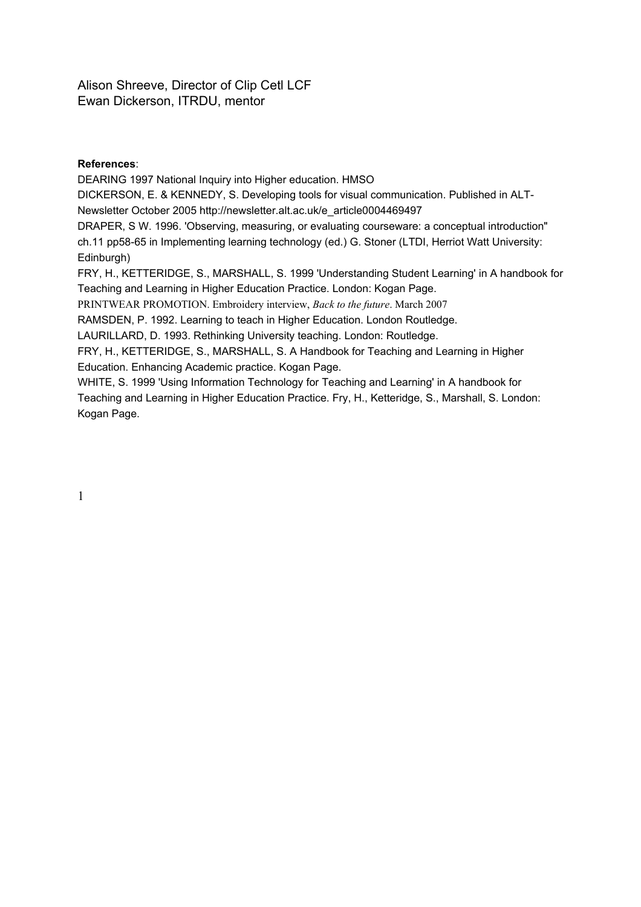Alison Shreeve, Director of Clip Cetl LCF
Ewan Dickerson, ITRDU, mentor

**References**:

DEARING 1997 National Inquiry into Higher education. HMSO

DICKERSON, E. & KENNEDY, S. Developing tools for visual communication. Published in ALT-Newsletter October 2005 http://newsletter.alt.ac.uk/e_article0004469497

DRAPER, S W. 1996. 'Observing, measuring, or evaluating courseware: a conceptual introduction" ch.11 pp58-65 in Implementing learning technology (ed.) G. Stoner (LTDI, Herriot Watt University: Edinburgh)

FRY, H., KETTERIDGE, S., MARSHALL, S. 1999 'Understanding Student Learning' in A handbook for Teaching and Learning in Higher Education Practice. London: Kogan Page.

PRINTWEAR PROMOTION. Embroidery interview, *Back to the future*. March 2007

RAMSDEN, P. 1992. Learning to teach in Higher Education. London Routledge.

LAURILLARD, D. 1993. Rethinking University teaching. London: Routledge.

FRY, H., KETTERIDGE, S., MARSHALL, S. A Handbook for Teaching and Learning in Higher Education. Enhancing Academic practice. Kogan Page.

WHITE, S. 1999 'Using Information Technology for Teaching and Learning' in A handbook for Teaching and Learning in Higher Education Practice. Fry, H., Ketteridge, S., Marshall, S. London: Kogan Page.

1